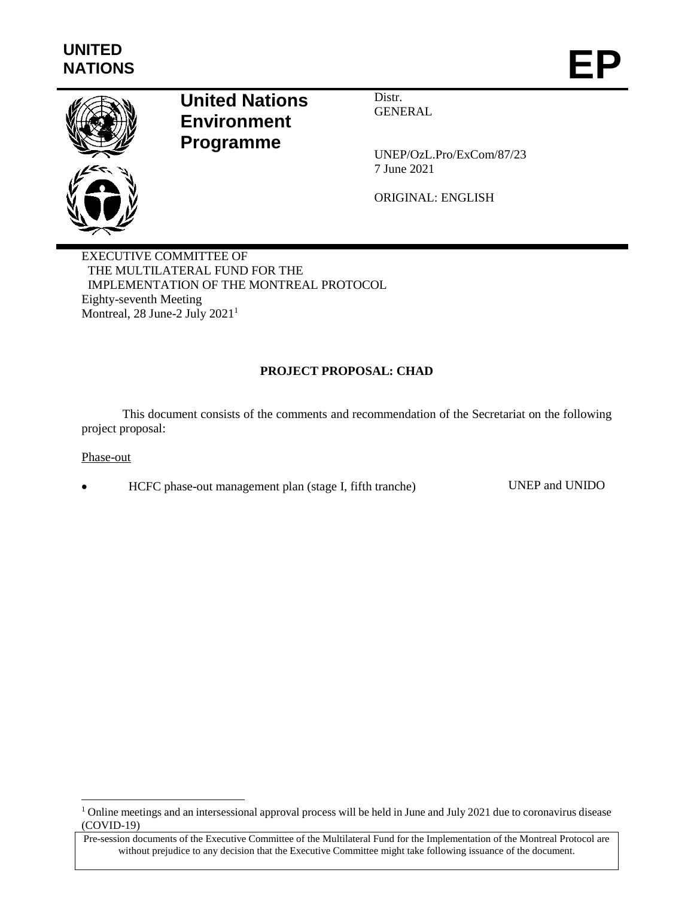UNITED NATIONS

# EP

**United Nations Environment Programme**

Distr.
GENERAL

UNEP/OzL.Pro/ExCom/87/23
7 June 2021

ORIGINAL: ENGLISH

EXECUTIVE COMMITTEE OF
THE MULTILATERAL FUND FOR THE
IMPLEMENTATION OF THE MONTREAL PROTOCOL
Eighty-seventh Meeting
Montreal, 28 June-2 July 2021[1]

**PROJECT PROPOSAL: CHAD**

This document consists of the comments and recommendation of the Secretariat on the following project proposal:

Phase-out

- HCFC phase-out management plan (stage I, fifth tranche) UNEP and UNIDO

[1] Online meetings and an intersessional approval process will be held in June and July 2021 due to coronavirus disease (COVID-19)

Pre-session documents of the Executive Committee of the Multilateral Fund for the Implementation of the Montreal Protocol are without prejudice to any decision that the Executive Committee might take following issuance of the document.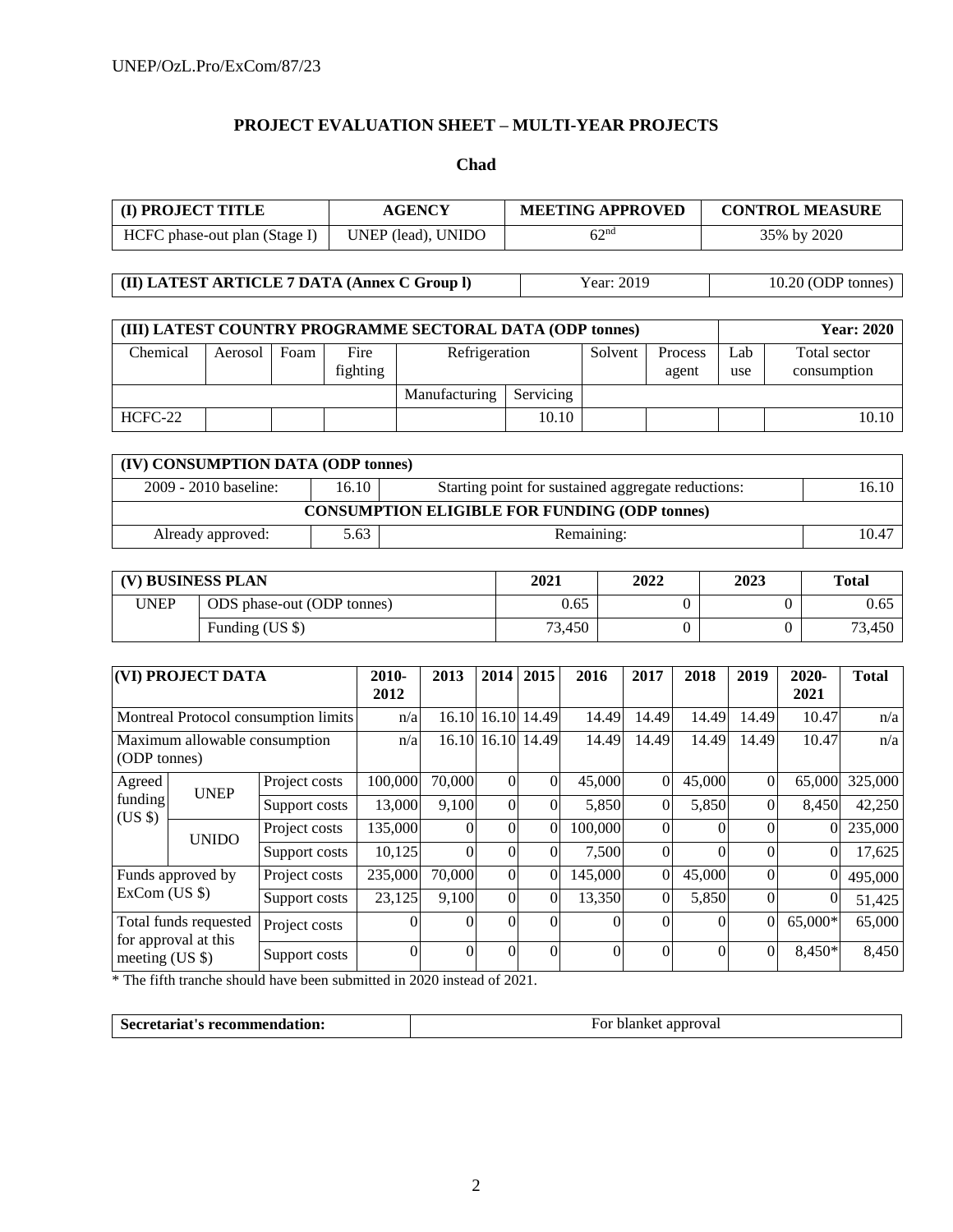## PROJECT EVALUATION SHEET – MULTI-YEAR PROJECTS

### Chad

| (I) PROJECT TITLE | AGENCY | MEETING APPROVED | CONTROL MEASURE |
|---|---|---|---|
| HCFC phase-out plan (Stage I) | UNEP (lead), UNIDO | 62[nd] | 35% by 2020 |

| (II) LATEST ARTICLE 7 DATA (Annex C Group l) | Year: 2019 | 10.20 (ODP tonnes) |
|---|---|---|

| (III) LATEST COUNTRY PROGRAMME SECTORAL DATA (ODP tonnes) | | | | | | | | | Year: 2020 |
|---|---|---|---|---|---|---|---|---|---|
| Chemical | Aerosol | Foam | Fire fighting | Refrigeration | | Solvent | Process agent | Lab use | Total sector consumption |
| | | | | Manufacturing | Servicing | | | | |
| HCFC-22 | | | | | 10.10 | | | | 10.10 |

| (IV) CONSUMPTION DATA (ODP tonnes) | | | |
|---|---|---|---|
| 2009 - 2010 baseline: | 16.10 | Starting point for sustained aggregate reductions: | 16.10 |
| CONSUMPTION ELIGIBLE FOR FUNDING (ODP tonnes) | | | |
| Already approved: | 5.63 | Remaining: | 10.47 |

| (V) BUSINESS PLAN | | 2021 | 2022 | 2023 | Total |
|---|---|---|---|---|---|
| UNEP | ODS phase-out (ODP tonnes) | 0.65 | 0 | 0 | 0.65 |
| | Funding (US $) | 73,450 | 0 | 0 | 73,450 |

| (VI) PROJECT DATA | | | 2010-2012 | 2013 | 2014 | 2015 | 2016 | 2017 | 2018 | 2019 | 2020-2021 | Total |
|---|---|---|---|---|---|---|---|---|---|---|---|---|
| Montreal Protocol consumption limits | | | n/a | 16.10 | 16.10 | 14.49 | 14.49 | 14.49 | 14.49 | 14.49 | 10.47 | n/a |
| Maximum allowable consumption (ODP tonnes) | | | n/a | 16.10 | 16.10 | 14.49 | 14.49 | 14.49 | 14.49 | 14.49 | 10.47 | n/a |
| Agreed funding (US $) | UNEP | Project costs | 100,000 | 70,000 | 0 | 0 | 45,000 | 0 | 45,000 | 0 | 65,000 | 325,000 |
| | | Support costs | 13,000 | 9,100 | 0 | 0 | 5,850 | 0 | 5,850 | 0 | 8,450 | 42,250 |
| | UNIDO | Project costs | 135,000 | 0 | 0 | 0 | 100,000 | 0 | 0 | 0 | 0 | 235,000 |
| | | Support costs | 10,125 | 0 | 0 | 0 | 7,500 | 0 | 0 | 0 | 0 | 17,625 |
| Funds approved by ExCom (US $) | | Project costs | 235,000 | 70,000 | 0 | 0 | 145,000 | 0 | 45,000 | 0 | 0 | 495,000 |
| | | Support costs | 23,125 | 9,100 | 0 | 0 | 13,350 | 0 | 5,850 | 0 | 0 | 51,425 |
| Total funds requested for approval at this meeting (US $) | | Project costs | 0 | 0 | 0 | 0 | 0 | 0 | 0 | 0 | 65,000* | 65,000 |
| | | Support costs | 0 | 0 | 0 | 0 | 0 | 0 | 0 | 0 | 8,450* | 8,450 |

* The fifth tranche should have been submitted in 2020 instead of 2021.

| Secretariat's recommendation: | For blanket approval |
|---|---|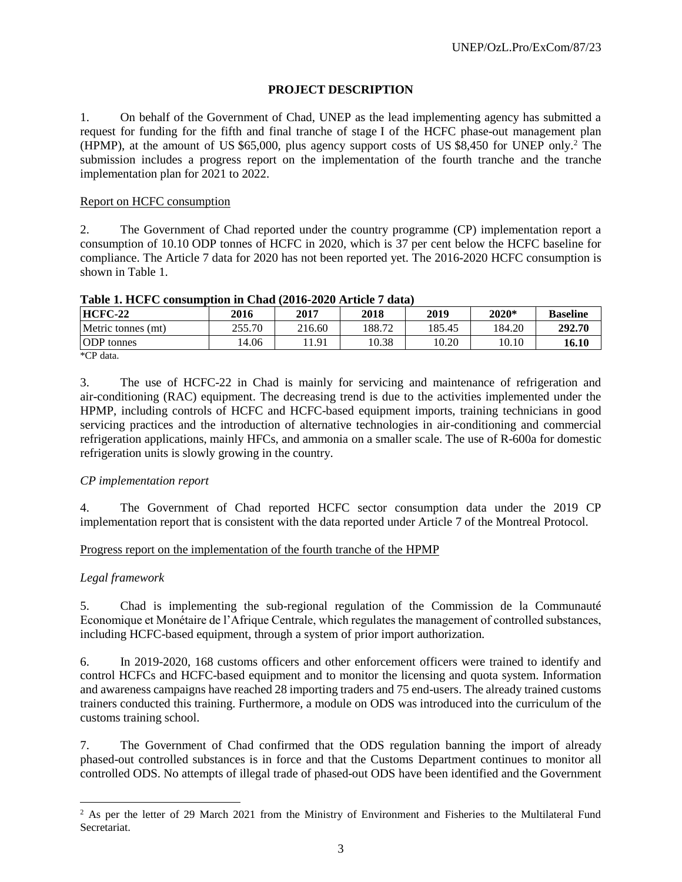## PROJECT DESCRIPTION

1. On behalf of the Government of Chad, UNEP as the lead implementing agency has submitted a request for funding for the fifth and final tranche of stage I of the HCFC phase-out management plan (HPMP), at the amount of US $65,000, plus agency support costs of US $8,450 for UNEP only.[2] The submission includes a progress report on the implementation of the fourth tranche and the tranche implementation plan for 2021 to 2022.

<u>Report on HCFC consumption</u>

2. The Government of Chad reported under the country programme (CP) implementation report a consumption of 10.10 ODP tonnes of HCFC in 2020, which is 37 per cent below the HCFC baseline for compliance. The Article 7 data for 2020 has not been reported yet. The 2016-2020 HCFC consumption is shown in Table 1.

**Table 1. HCFC consumption in Chad (2016-2020 Article 7 data)**

| HCFC-22 | 2016 | 2017 | 2018 | 2019 | 2020* | Baseline |
|---|---|---|---|---|---|---|
| Metric tonnes (mt) | 255.70 | 216.60 | 188.72 | 185.45 | 184.20 | **292.70** |
| ODP tonnes | 14.06 | 11.91 | 10.38 | 10.20 | 10.10 | **16.10** |

*CP data.

3. The use of HCFC-22 in Chad is mainly for servicing and maintenance of refrigeration and air-conditioning (RAC) equipment. The decreasing trend is due to the activities implemented under the HPMP, including controls of HCFC and HCFC-based equipment imports, training technicians in good servicing practices and the introduction of alternative technologies in air-conditioning and commercial refrigeration applications, mainly HFCs, and ammonia on a smaller scale. The use of R-600a for domestic refrigeration units is slowly growing in the country.

*CP implementation report*

4. The Government of Chad reported HCFC sector consumption data under the 2019 CP implementation report that is consistent with the data reported under Article 7 of the Montreal Protocol.

<u>Progress report on the implementation of the fourth tranche of the HPMP</u>

*Legal framework*

5. Chad is implementing the sub-regional regulation of the Commission de la Communauté Economique et Monétaire de l'Afrique Centrale, which regulates the management of controlled substances, including HCFC-based equipment, through a system of prior import authorization.

6. In 2019-2020, 168 customs officers and other enforcement officers were trained to identify and control HCFCs and HCFC-based equipment and to monitor the licensing and quota system. Information and awareness campaigns have reached 28 importing traders and 75 end-users. The already trained customs trainers conducted this training. Furthermore, a module on ODS was introduced into the curriculum of the customs training school.

7. The Government of Chad confirmed that the ODS regulation banning the import of already phased-out controlled substances is in force and that the Customs Department continues to monitor all controlled ODS. No attempts of illegal trade of phased-out ODS have been identified and the Government

[2] As per the letter of 29 March 2021 from the Ministry of Environment and Fisheries to the Multilateral Fund Secretariat.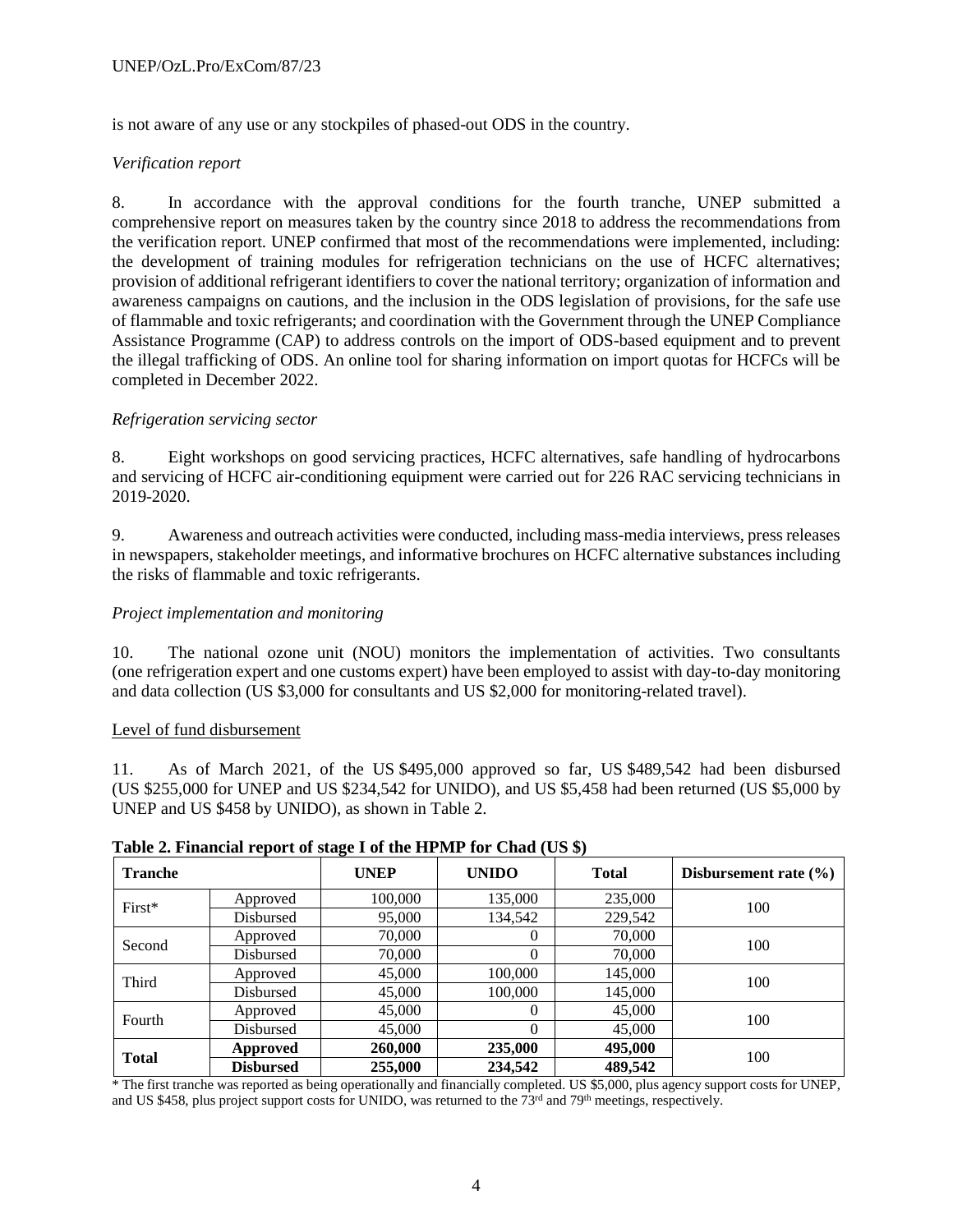is not aware of any use or any stockpiles of phased-out ODS in the country.

*Verification report*

8. In accordance with the approval conditions for the fourth tranche, UNEP submitted a comprehensive report on measures taken by the country since 2018 to address the recommendations from the verification report. UNEP confirmed that most of the recommendations were implemented, including: the development of training modules for refrigeration technicians on the use of HCFC alternatives; provision of additional refrigerant identifiers to cover the national territory; organization of information and awareness campaigns on cautions, and the inclusion in the ODS legislation of provisions, for the safe use of flammable and toxic refrigerants; and coordination with the Government through the UNEP Compliance Assistance Programme (CAP) to address controls on the import of ODS-based equipment and to prevent the illegal trafficking of ODS. An online tool for sharing information on import quotas for HCFCs will be completed in December 2022.

*Refrigeration servicing sector*

8. Eight workshops on good servicing practices, HCFC alternatives, safe handling of hydrocarbons and servicing of HCFC air-conditioning equipment were carried out for 226 RAC servicing technicians in 2019-2020.

9. Awareness and outreach activities were conducted, including mass-media interviews, press releases in newspapers, stakeholder meetings, and informative brochures on HCFC alternative substances including the risks of flammable and toxic refrigerants.

*Project implementation and monitoring*

10. The national ozone unit (NOU) monitors the implementation of activities. Two consultants (one refrigeration expert and one customs expert) have been employed to assist with day-to-day monitoring and data collection (US $3,000 for consultants and US $2,000 for monitoring-related travel).

Level of fund disbursement

11. As of March 2021, of the US $495,000 approved so far, US $489,542 had been disbursed (US $255,000 for UNEP and US $234,542 for UNIDO), and US $5,458 had been returned (US $5,000 by UNEP and US $458 by UNIDO), as shown in Table 2.

**Table 2. Financial report of stage I of the HPMP for Chad (US $)**

| Tranche | | UNEP | UNIDO | Total | Disbursement rate (%) |
|---|---|---|---|---|---|
| First* | Approved | 100,000 | 135,000 | 235,000 | 100 |
| | Disbursed | 95,000 | 134,542 | 229,542 | |
| Second | Approved | 70,000 | 0 | 70,000 | 100 |
| | Disbursed | 70,000 | 0 | 70,000 | |
| Third | Approved | 45,000 | 100,000 | 145,000 | 100 |
| | Disbursed | 45,000 | 100,000 | 145,000 | |
| Fourth | Approved | 45,000 | 0 | 45,000 | 100 |
| | Disbursed | 45,000 | 0 | 45,000 | |
| **Total** | **Approved** | **260,000** | **235,000** | **495,000** | 100 |
| | **Disbursed** | **255,000** | **234,542** | **489,542** | |

\* The first tranche was reported as being operationally and financially completed. US $5,000, plus agency support costs for UNEP, and US $458, plus project support costs for UNIDO, was returned to the 73rd and 79th meetings, respectively.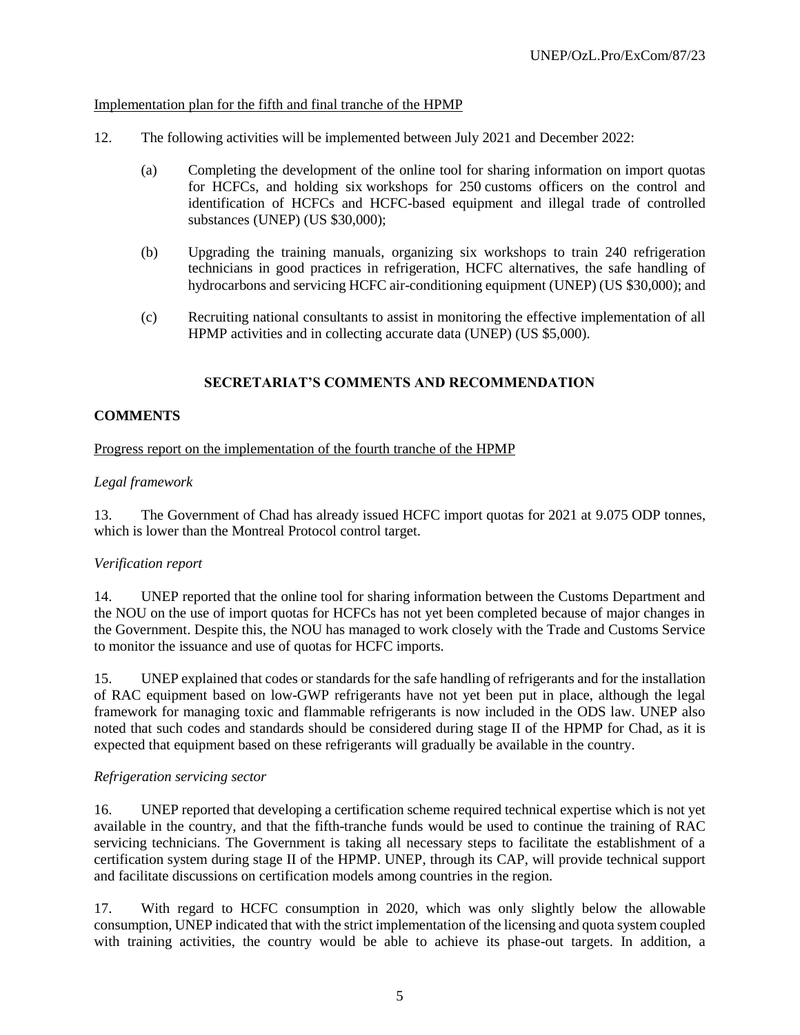Implementation plan for the fifth and final tranche of the HPMP

12. The following activities will be implemented between July 2021 and December 2022:

   (a) Completing the development of the online tool for sharing information on import quotas for HCFCs, and holding six workshops for 250 customs officers on the control and identification of HCFCs and HCFC-based equipment and illegal trade of controlled substances (UNEP) (US $30,000);

   (b) Upgrading the training manuals, organizing six workshops to train 240 refrigeration technicians in good practices in refrigeration, HCFC alternatives, the safe handling of hydrocarbons and servicing HCFC air-conditioning equipment (UNEP) (US $30,000); and

   (c) Recruiting national consultants to assist in monitoring the effective implementation of all HPMP activities and in collecting accurate data (UNEP) (US $5,000).

## SECRETARIAT'S COMMENTS AND RECOMMENDATION

### COMMENTS

Progress report on the implementation of the fourth tranche of the HPMP

*Legal framework*

13. The Government of Chad has already issued HCFC import quotas for 2021 at 9.075 ODP tonnes, which is lower than the Montreal Protocol control target.

*Verification report*

14. UNEP reported that the online tool for sharing information between the Customs Department and the NOU on the use of import quotas for HCFCs has not yet been completed because of major changes in the Government. Despite this, the NOU has managed to work closely with the Trade and Customs Service to monitor the issuance and use of quotas for HCFC imports.

15. UNEP explained that codes or standards for the safe handling of refrigerants and for the installation of RAC equipment based on low-GWP refrigerants have not yet been put in place, although the legal framework for managing toxic and flammable refrigerants is now included in the ODS law. UNEP also noted that such codes and standards should be considered during stage II of the HPMP for Chad, as it is expected that equipment based on these refrigerants will gradually be available in the country.

*Refrigeration servicing sector*

16. UNEP reported that developing a certification scheme required technical expertise which is not yet available in the country, and that the fifth-tranche funds would be used to continue the training of RAC servicing technicians. The Government is taking all necessary steps to facilitate the establishment of a certification system during stage II of the HPMP. UNEP, through its CAP, will provide technical support and facilitate discussions on certification models among countries in the region.

17. With regard to HCFC consumption in 2020, which was only slightly below the allowable consumption, UNEP indicated that with the strict implementation of the licensing and quota system coupled with training activities, the country would be able to achieve its phase-out targets. In addition, a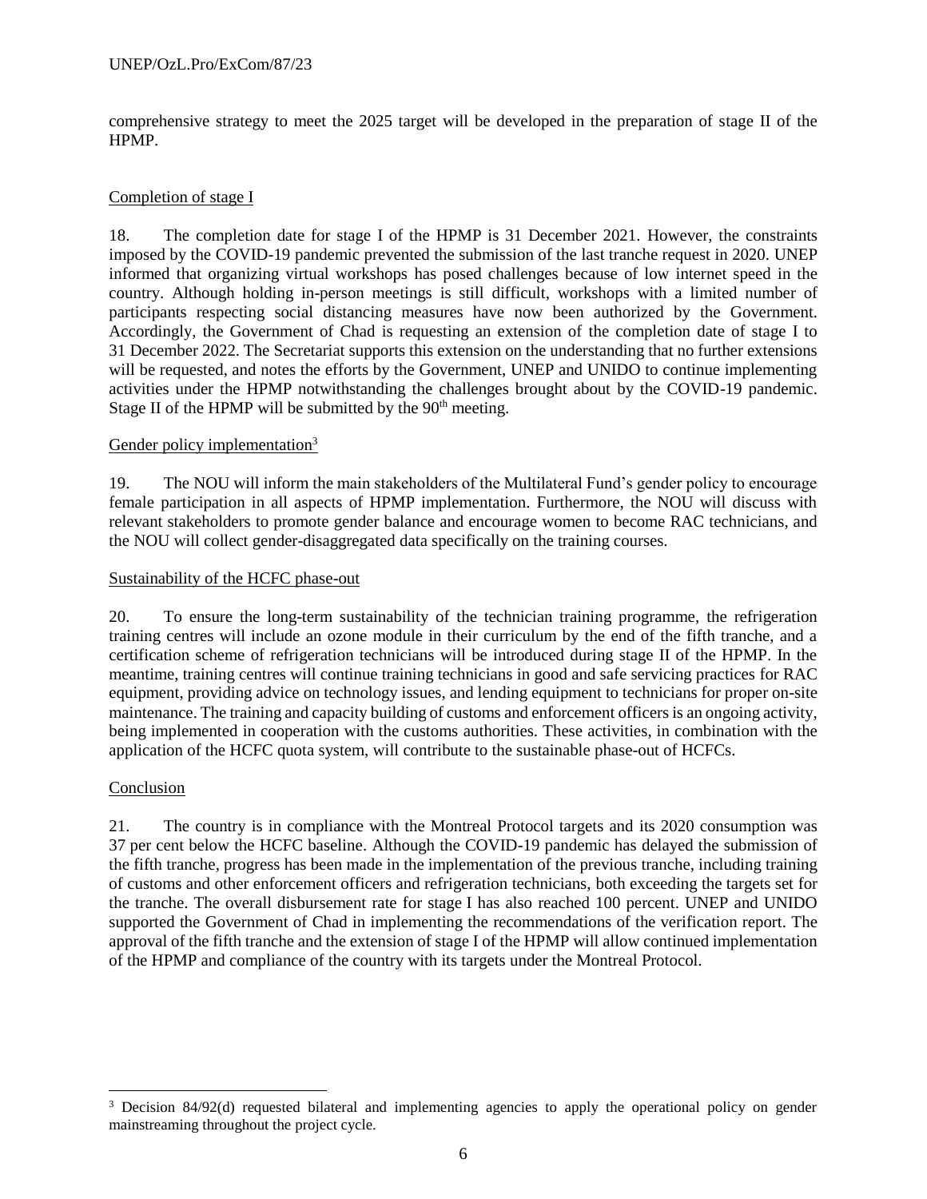comprehensive strategy to meet the 2025 target will be developed in the preparation of stage II of the HPMP.

Completion of stage I

18. The completion date for stage I of the HPMP is 31 December 2021. However, the constraints imposed by the COVID-19 pandemic prevented the submission of the last tranche request in 2020. UNEP informed that organizing virtual workshops has posed challenges because of low internet speed in the country. Although holding in-person meetings is still difficult, workshops with a limited number of participants respecting social distancing measures have now been authorized by the Government. Accordingly, the Government of Chad is requesting an extension of the completion date of stage I to 31 December 2022. The Secretariat supports this extension on the understanding that no further extensions will be requested, and notes the efforts by the Government, UNEP and UNIDO to continue implementing activities under the HPMP notwithstanding the challenges brought about by the COVID-19 pandemic. Stage II of the HPMP will be submitted by the 90th meeting.

Gender policy implementation[3]

19. The NOU will inform the main stakeholders of the Multilateral Fund's gender policy to encourage female participation in all aspects of HPMP implementation. Furthermore, the NOU will discuss with relevant stakeholders to promote gender balance and encourage women to become RAC technicians, and the NOU will collect gender-disaggregated data specifically on the training courses.

Sustainability of the HCFC phase-out

20. To ensure the long-term sustainability of the technician training programme, the refrigeration training centres will include an ozone module in their curriculum by the end of the fifth tranche, and a certification scheme of refrigeration technicians will be introduced during stage II of the HPMP. In the meantime, training centres will continue training technicians in good and safe servicing practices for RAC equipment, providing advice on technology issues, and lending equipment to technicians for proper on-site maintenance. The training and capacity building of customs and enforcement officers is an ongoing activity, being implemented in cooperation with the customs authorities. These activities, in combination with the application of the HCFC quota system, will contribute to the sustainable phase-out of HCFCs.

Conclusion

21. The country is in compliance with the Montreal Protocol targets and its 2020 consumption was 37 per cent below the HCFC baseline. Although the COVID-19 pandemic has delayed the submission of the fifth tranche, progress has been made in the implementation of the previous tranche, including training of customs and other enforcement officers and refrigeration technicians, both exceeding the targets set for the tranche. The overall disbursement rate for stage I has also reached 100 percent. UNEP and UNIDO supported the Government of Chad in implementing the recommendations of the verification report. The approval of the fifth tranche and the extension of stage I of the HPMP will allow continued implementation of the HPMP and compliance of the country with its targets under the Montreal Protocol.

[3] Decision 84/92(d) requested bilateral and implementing agencies to apply the operational policy on gender mainstreaming throughout the project cycle.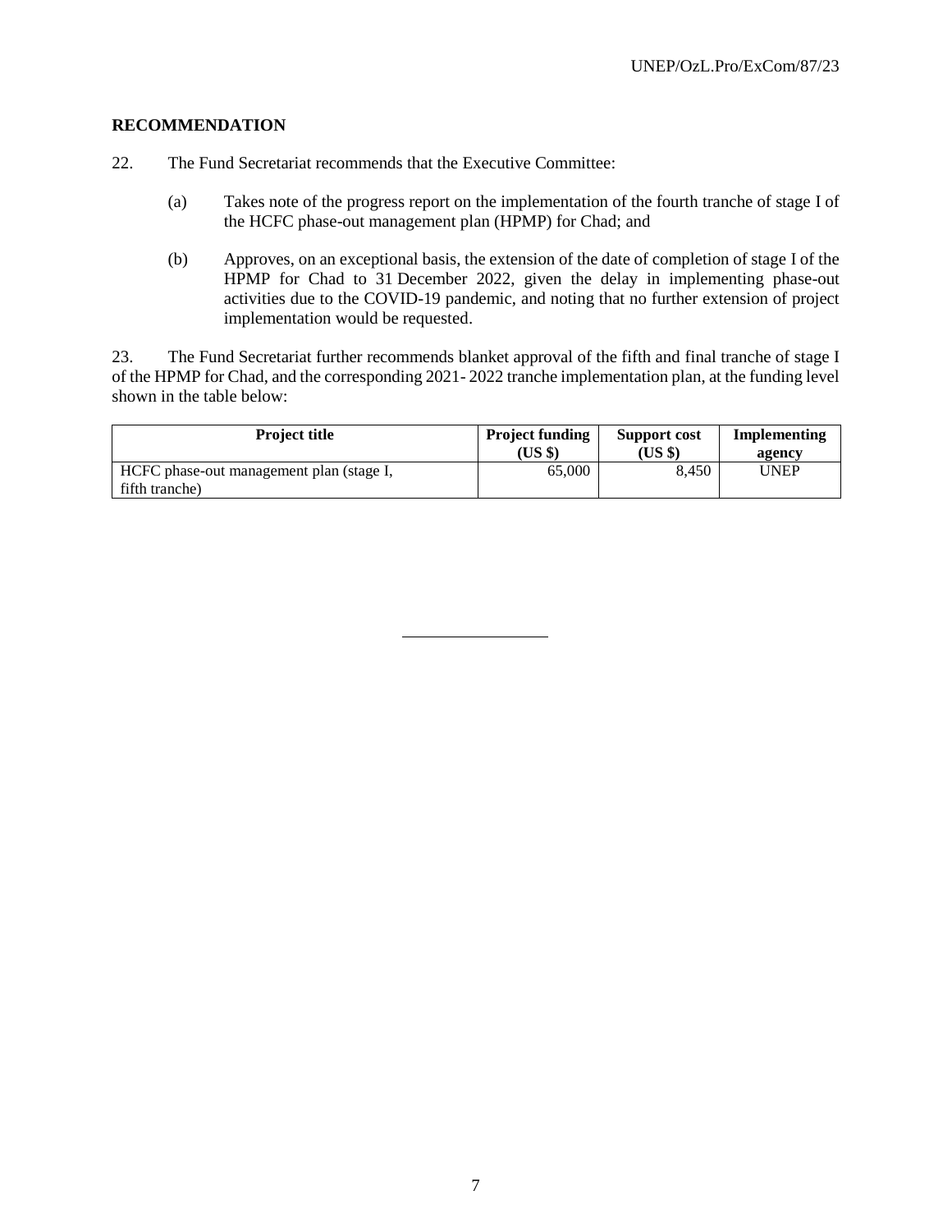## RECOMMENDATION

22. The Fund Secretariat recommends that the Executive Committee:

(a) Takes note of the progress report on the implementation of the fourth tranche of stage I of the HCFC phase-out management plan (HPMP) for Chad; and

(b) Approves, on an exceptional basis, the extension of the date of completion of stage I of the HPMP for Chad to 31 December 2022, given the delay in implementing phase-out activities due to the COVID-19 pandemic, and noting that no further extension of project implementation would be requested.

23. The Fund Secretariat further recommends blanket approval of the fifth and final tranche of stage I of the HPMP for Chad, and the corresponding 2021- 2022 tranche implementation plan, at the funding level shown in the table below:

| Project title | Project funding (US $) | Support cost (US $) | Implementing agency |
|---|---|---|---|
| HCFC phase-out management plan (stage I, fifth tranche) | 65,000 | 8,450 | UNEP |